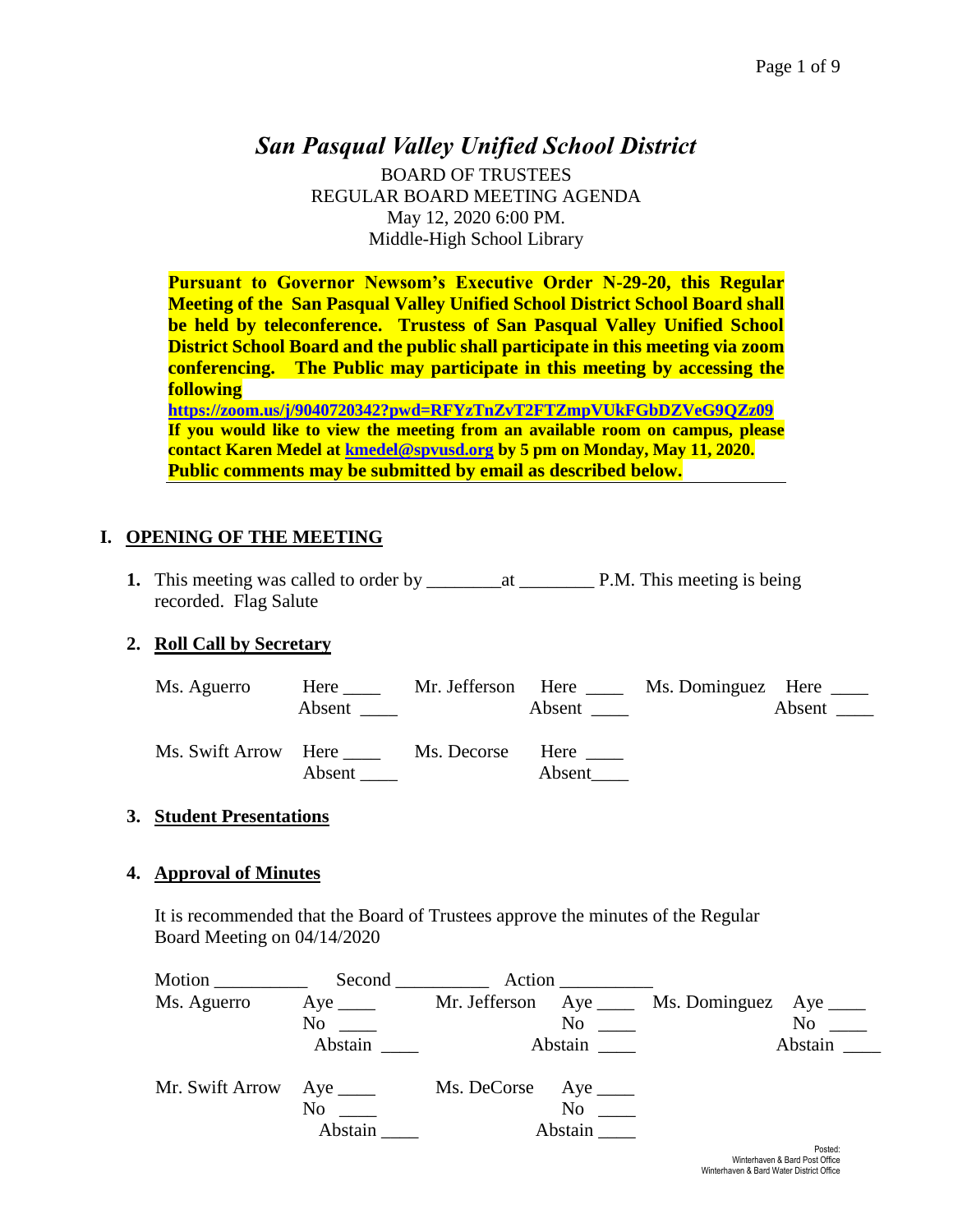# *San Pasqual Valley Unified School District*

BOARD OF TRUSTEES
REGULAR BOARD MEETING AGENDA
May 12, 2020 6:00 PM.
Middle-High School Library

**Pursuant to Governor Newsom's Executive Order N-29-20, this Regular Meeting of the San Pasqual Valley Unified School District School Board shall be held by teleconference. Trustess of San Pasqual Valley Unified School District School Board and the public shall participate in this meeting via zoom conferencing. The Public may participate in this meeting by accessing the following**
**https://zoom.us/j/9040720342?pwd=RFYzTnZvT2FTZmpVUkFGbDZVeG9QZz09**
**If you would like to view the meeting from an available room on campus, please contact Karen Medel at kmedel@spvusd.org by 5 pm on Monday, May 11, 2020. Public comments may be submitted by email as described below.**

## I. OPENING OF THE MEETING

**1.** This meeting was called to order by ________at ________ P.M. This meeting is being recorded. Flag Salute

**2. Roll Call by Secretary**

| | | | | | |
|---|---|---|---|---|---|
| Ms. Aguerro | Here ____ Absent ____ | Mr. Jefferson | Here ____ Absent ____ | Ms. Dominguez | Here ____ Absent ____ |
| Ms. Swift Arrow | Here ____ Absent ____ | Ms. Decorse | Here ____ Absent____ | | |

**3. Student Presentations**

**4. Approval of Minutes**

It is recommended that the Board of Trustees approve the minutes of the Regular Board Meeting on 04/14/2020

Motion __________ Second __________ Action __________

| | | | | | |
|---|---|---|---|---|---|
| Ms. Aguerro | Aye ____ No ____ Abstain ____ | Mr. Jefferson | Aye ____ No ____ Abstain ____ | Ms. Dominguez | Aye ____ No ____ Abstain ____ |
| Mr. Swift Arrow | Aye ____ No ____ Abstain ____ | Ms. DeCorse | Aye ____ No ____ Abstain ____ | | |

Posted:
Winterhaven & Bard Post Office
Winterhaven & Bard Water District Office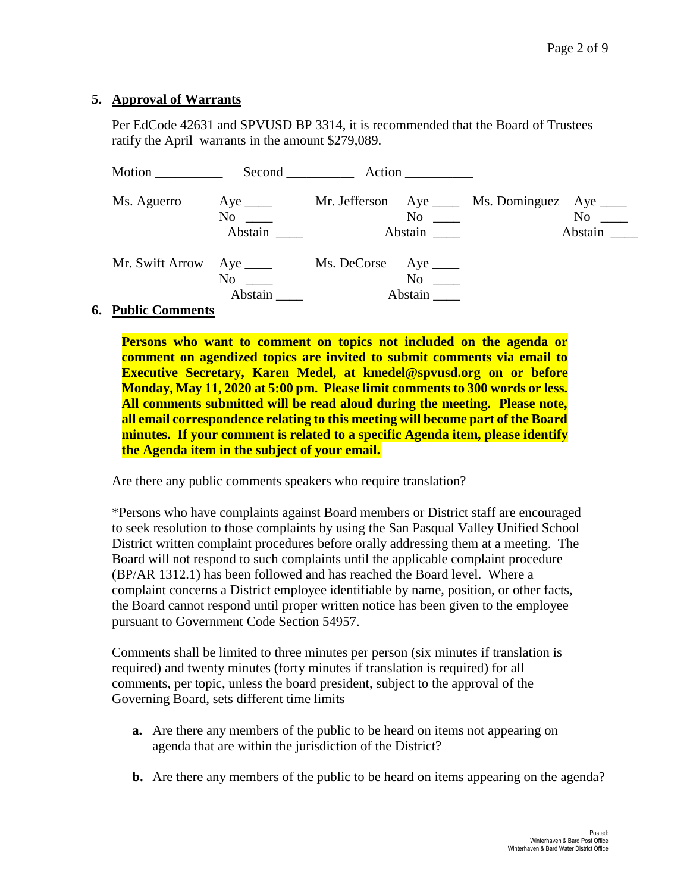## 5. Approval of Warrants

Per EdCode 42631 and SPVUSD BP 3314, it is recommended that the Board of Trustees ratify the April warrants in the amount $279,089.

Motion __________ Second __________ Action __________

| | | | | | |
|---|---|---|---|---|---|
| Ms. Aguerro | Aye ____ No ____ Abstain ____ | Mr. Jefferson | Aye ____ No ____ Abstain ____ | Ms. Dominguez | Aye ____ No ____ Abstain ____ |
| Mr. Swift Arrow | Aye ____ No ____ Abstain ____ | Ms. DeCorse | Aye ____ No ____ Abstain ____ | | |

## 6. Public Comments

**Persons who want to comment on topics not included on the agenda or comment on agendized topics are invited to submit comments via email to Executive Secretary, Karen Medel, at kmedel@spvusd.org on or before Monday, May 11, 2020 at 5:00 pm. Please limit comments to 300 words or less. All comments submitted will be read aloud during the meeting. Please note, all email correspondence relating to this meeting will become part of the Board minutes. If your comment is related to a specific Agenda item, please identify the Agenda item in the subject of your email.**

Are there any public comments speakers who require translation?

*Persons who have complaints against Board members or District staff are encouraged to seek resolution to those complaints by using the San Pasqual Valley Unified School District written complaint procedures before orally addressing them at a meeting. The Board will not respond to such complaints until the applicable complaint procedure (BP/AR 1312.1) has been followed and has reached the Board level. Where a complaint concerns a District employee identifiable by name, position, or other facts, the Board cannot respond until proper written notice has been given to the employee pursuant to Government Code Section 54957.

Comments shall be limited to three minutes per person (six minutes if translation is required) and twenty minutes (forty minutes if translation is required) for all comments, per topic, unless the board president, subject to the approval of the Governing Board, sets different time limits

- **a.** Are there any members of the public to be heard on items not appearing on agenda that are within the jurisdiction of the District?
- **b.** Are there any members of the public to be heard on items appearing on the agenda?

Posted:
Winterhaven & Bard Post Office
Winterhaven & Bard Water District Office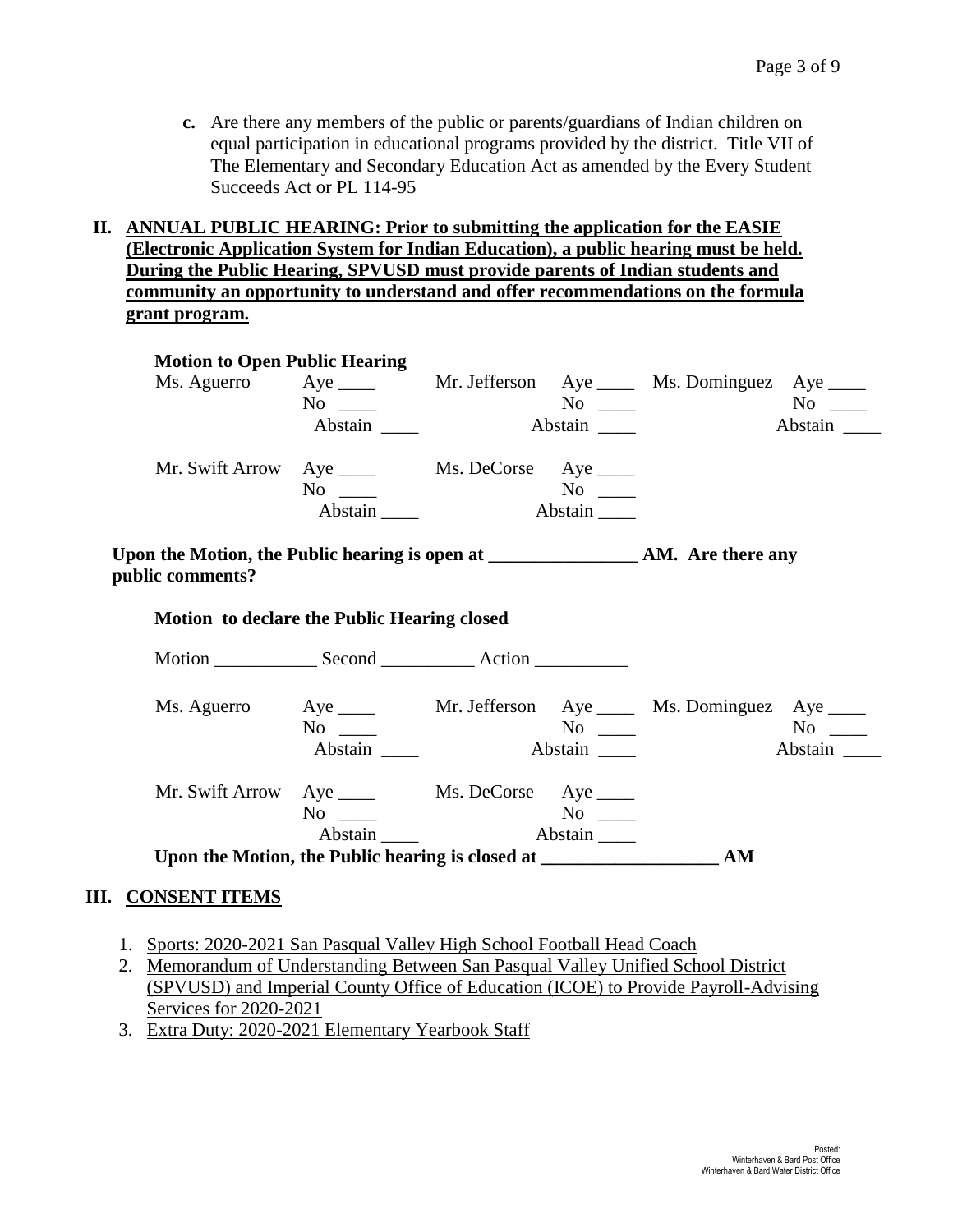**c.** Are there any members of the public or parents/guardians of Indian children on equal participation in educational programs provided by the district. Title VII of The Elementary and Secondary Education Act as amended by the Every Student Succeeds Act or PL 114-95

## II. ANNUAL PUBLIC HEARING: Prior to submitting the application for the EASIE (Electronic Application System for Indian Education), a public hearing must be held. During the Public Hearing, SPVUSD must provide parents of Indian students and community an opportunity to understand and offer recommendations on the formula grant program.

**Motion to Open Public Hearing**

| | | | | | |
|---|---|---|---|---|---|
| Ms. Aguerro | Aye ____ | Mr. Jefferson | Aye ____ | Ms. Dominguez | Aye ____ |
| | No ____ | | No ____ | | No ____ |
| | Abstain ____ | | Abstain ____ | | Abstain ____ |
| Mr. Swift Arrow | Aye ____ | Ms. DeCorse | Aye ____ | | |
| | No ____ | | No ____ | | |
| | Abstain ____ | | Abstain ____ | | |

**Upon the Motion, the Public hearing is open at ________________ AM. Are there any public comments?**

**Motion to declare the Public Hearing closed**

Motion ___________ Second __________ Action __________

| | | | | | |
|---|---|---|---|---|---|
| Ms. Aguerro | Aye ____ | Mr. Jefferson | Aye ____ | Ms. Dominguez | Aye ____ |
| | No ____ | | No ____ | | No ____ |
| | Abstain ____ | | Abstain ____ | | Abstain ____ |
| Mr. Swift Arrow | Aye ____ | Ms. DeCorse | Aye ____ | | |
| | No ____ | | No ____ | | |
| | Abstain ____ | | Abstain ____ | | |

**Upon the Motion, the Public hearing is closed at ___________________ AM**

## III. CONSENT ITEMS

1. Sports: 2020-2021 San Pasqual Valley High School Football Head Coach
2. Memorandum of Understanding Between San Pasqual Valley Unified School District (SPVUSD) and Imperial County Office of Education (ICOE) to Provide Payroll-Advising Services for 2020-2021
3. Extra Duty: 2020-2021 Elementary Yearbook Staff

Posted:
Winterhaven & Bard Post Office
Winterhaven & Bard Water District Office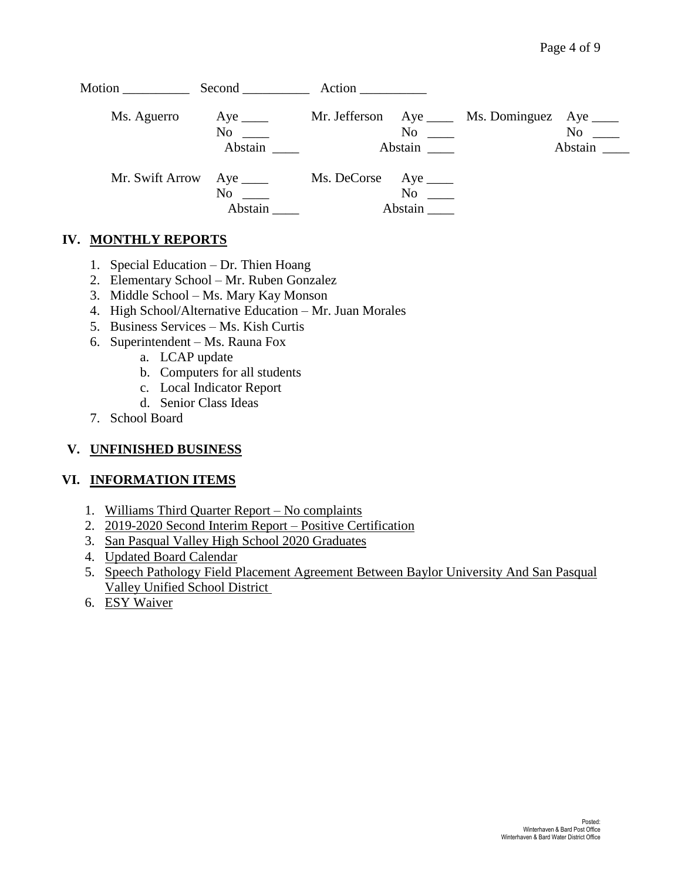Motion __________ Second __________ Action __________

| | | | | | |
|---|---|---|---|---|---|
| Ms. Aguerro | Aye ____<br>No ____<br>Abstain ____ | Mr. Jefferson | Aye ____<br>No ____<br>Abstain ____ | Ms. Dominguez | Aye ____<br>No ____<br>Abstain ____ |
| Mr. Swift Arrow | Aye ____<br>No ____<br>Abstain ____ | Ms. DeCorse | Aye ____<br>No ____<br>Abstain ____ | | |

## IV. MONTHLY REPORTS

1. Special Education – Dr. Thien Hoang
2. Elementary School – Mr. Ruben Gonzalez
3. Middle School – Ms. Mary Kay Monson
4. High School/Alternative Education – Mr. Juan Morales
5. Business Services – Ms. Kish Curtis
6. Superintendent – Ms. Rauna Fox
   a. LCAP update
   b. Computers for all students
   c. Local Indicator Report
   d. Senior Class Ideas
7. School Board

## V. UNFINISHED BUSINESS

## VI. INFORMATION ITEMS

1. Williams Third Quarter Report – No complaints
2. 2019-2020 Second Interim Report – Positive Certification
3. San Pasqual Valley High School 2020 Graduates
4. Updated Board Calendar
5. Speech Pathology Field Placement Agreement Between Baylor University And San Pasqual Valley Unified School District
6. ESY Waiver

Posted:
Winterhaven & Bard Post Office
Winterhaven & Bard Water District Office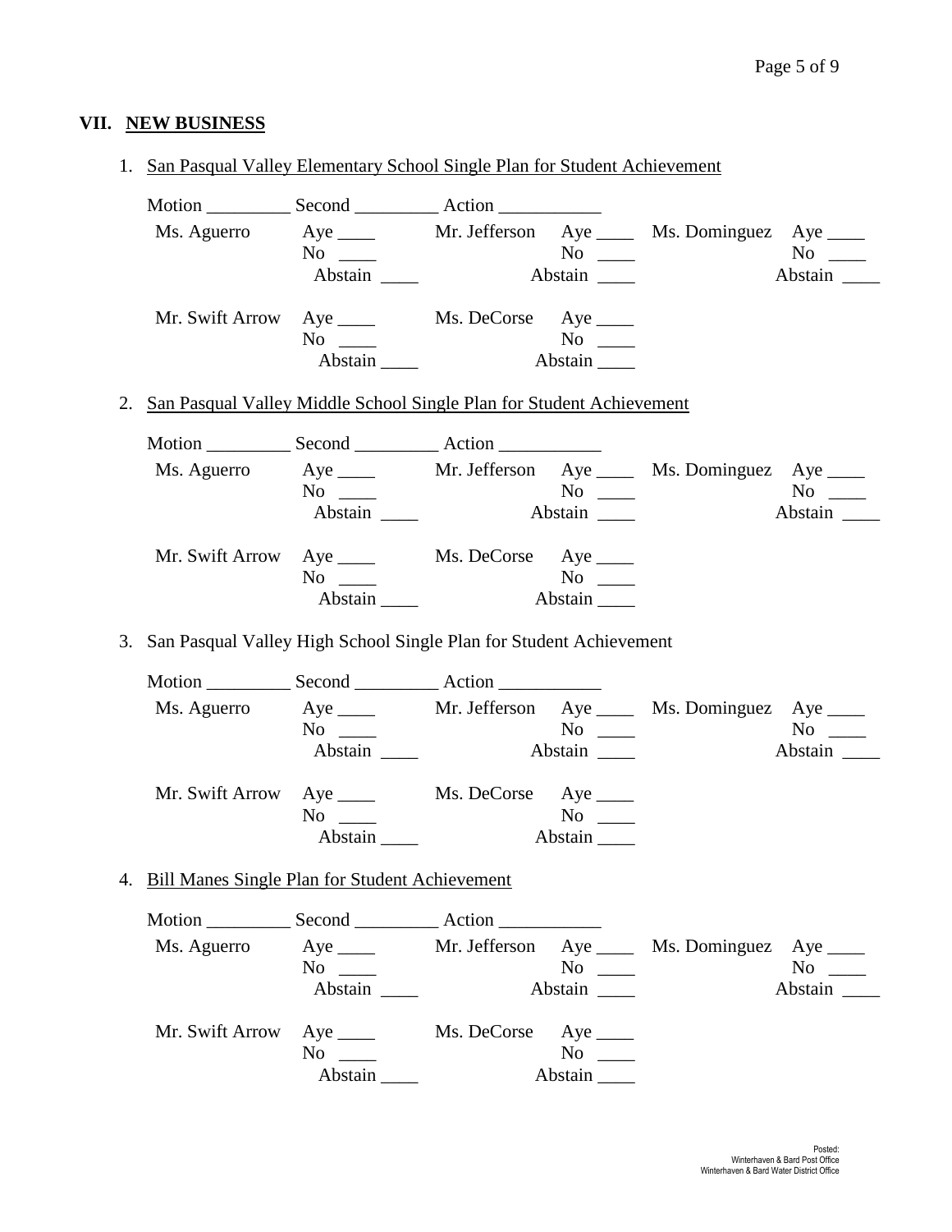## VII. NEW BUSINESS

1. San Pasqual Valley Elementary School Single Plan for Student Achievement

   Motion _________ Second _________ Action ___________

   | | | | | | |
   |---|---|---|---|---|---|
   | Ms. Aguerro | Aye ____ | Mr. Jefferson | Aye ____ | Ms. Dominguez | Aye ____ |
   | | No ____ | | No ____ | | No ____ |
   | | Abstain ____ | | Abstain ____ | | Abstain ____ |
   | Mr. Swift Arrow | Aye ____ | Ms. DeCorse | Aye ____ | | |
   | | No ____ | | No ____ | | |
   | | Abstain ____ | | Abstain ____ | | |

2. San Pasqual Valley Middle School Single Plan for Student Achievement

   Motion _________ Second _________ Action ___________

   | | | | | | |
   |---|---|---|---|---|---|
   | Ms. Aguerro | Aye ____ | Mr. Jefferson | Aye ____ | Ms. Dominguez | Aye ____ |
   | | No ____ | | No ____ | | No ____ |
   | | Abstain ____ | | Abstain ____ | | Abstain ____ |
   | Mr. Swift Arrow | Aye ____ | Ms. DeCorse | Aye ____ | | |
   | | No ____ | | No ____ | | |
   | | Abstain ____ | | Abstain ____ | | |

3. San Pasqual Valley High School Single Plan for Student Achievement

   Motion _________ Second _________ Action ___________

   | | | | | | |
   |---|---|---|---|---|---|
   | Ms. Aguerro | Aye ____ | Mr. Jefferson | Aye ____ | Ms. Dominguez | Aye ____ |
   | | No ____ | | No ____ | | No ____ |
   | | Abstain ____ | | Abstain ____ | | Abstain ____ |
   | Mr. Swift Arrow | Aye ____ | Ms. DeCorse | Aye ____ | | |
   | | No ____ | | No ____ | | |
   | | Abstain ____ | | Abstain ____ | | |

4. Bill Manes Single Plan for Student Achievement

   Motion _________ Second _________ Action ___________

   | | | | | | |
   |---|---|---|---|---|---|
   | Ms. Aguerro | Aye ____ | Mr. Jefferson | Aye ____ | Ms. Dominguez | Aye ____ |
   | | No ____ | | No ____ | | No ____ |
   | | Abstain ____ | | Abstain ____ | | Abstain ____ |
   | Mr. Swift Arrow | Aye ____ | Ms. DeCorse | Aye ____ | | |
   | | No ____ | | No ____ | | |
   | | Abstain ____ | | Abstain ____ | | |

Posted:
Winterhaven & Bard Post Office
Winterhaven & Bard Water District Office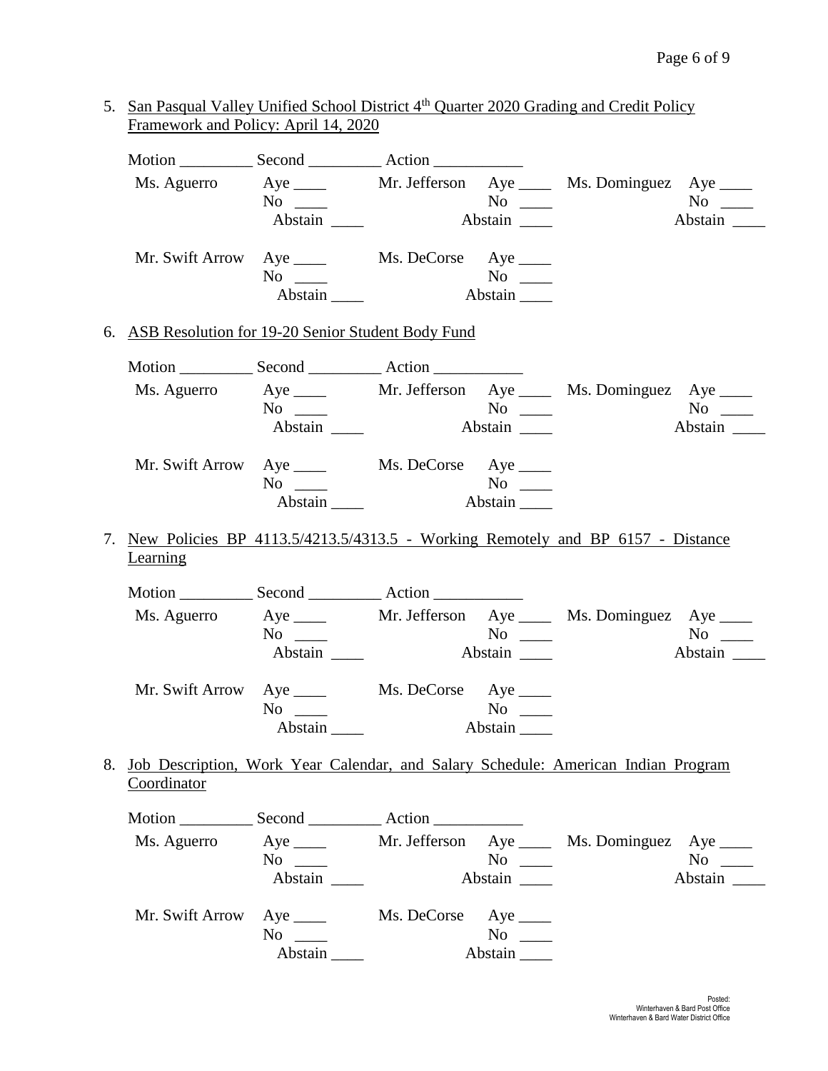5. San Pasqual Valley Unified School District 4th Quarter 2020 Grading and Credit Policy Framework and Policy: April 14, 2020

Motion _________ Second _________ Action ___________

| | | | | | |
|---|---|---|---|---|---|
| Ms. Aguerro | Aye ____ | Mr. Jefferson | Aye ____ | Ms. Dominguez | Aye ____ |
| | No ____ | | No ____ | | No ____ |
| | Abstain ____ | | Abstain ____ | | Abstain ____ |
| Mr. Swift Arrow | Aye ____ | Ms. DeCorse | Aye ____ | | |
| | No ____ | | No ____ | | |
| | Abstain ____ | | Abstain ____ | | |

6. ASB Resolution for 19-20 Senior Student Body Fund

Motion _________ Second _________ Action ___________

| | | | | | |
|---|---|---|---|---|---|
| Ms. Aguerro | Aye ____ | Mr. Jefferson | Aye ____ | Ms. Dominguez | Aye ____ |
| | No ____ | | No ____ | | No ____ |
| | Abstain ____ | | Abstain ____ | | Abstain ____ |
| Mr. Swift Arrow | Aye ____ | Ms. DeCorse | Aye ____ | | |
| | No ____ | | No ____ | | |
| | Abstain ____ | | Abstain ____ | | |

7. New Policies BP 4113.5/4213.5/4313.5 - Working Remotely and BP 6157 - Distance Learning

Motion _________ Second _________ Action ___________

| | | | | | |
|---|---|---|---|---|---|
| Ms. Aguerro | Aye ____ | Mr. Jefferson | Aye ____ | Ms. Dominguez | Aye ____ |
| | No ____ | | No ____ | | No ____ |
| | Abstain ____ | | Abstain ____ | | Abstain ____ |
| Mr. Swift Arrow | Aye ____ | Ms. DeCorse | Aye ____ | | |
| | No ____ | | No ____ | | |
| | Abstain ____ | | Abstain ____ | | |

8. Job Description, Work Year Calendar, and Salary Schedule: American Indian Program Coordinator

Motion _________ Second _________ Action ___________

| | | | | | |
|---|---|---|---|---|---|
| Ms. Aguerro | Aye ____ | Mr. Jefferson | Aye ____ | Ms. Dominguez | Aye ____ |
| | No ____ | | No ____ | | No ____ |
| | Abstain ____ | | Abstain ____ | | Abstain ____ |
| Mr. Swift Arrow | Aye ____ | Ms. DeCorse | Aye ____ | | |
| | No ____ | | No ____ | | |
| | Abstain ____ | | Abstain ____ | | |

Posted:
Winterhaven & Bard Post Office
Winterhaven & Bard Water District Office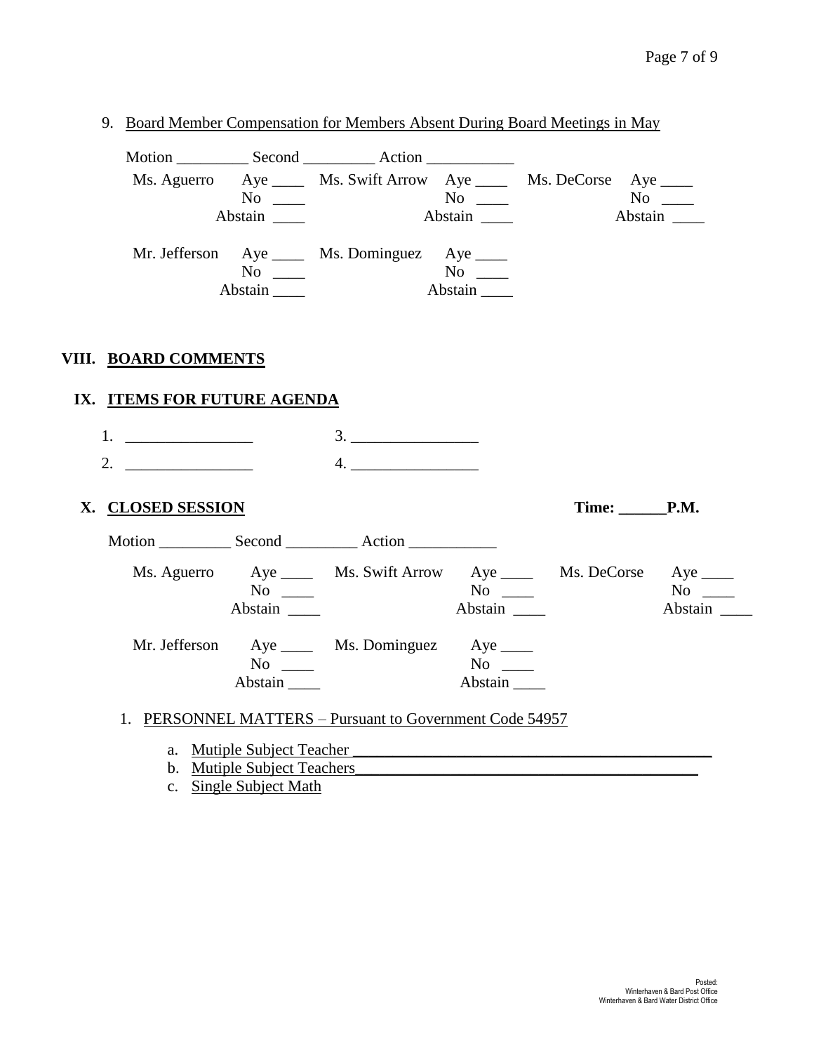9. Board Member Compensation for Members Absent During Board Meetings in May

Motion _________ Second _________ Action ___________

| | | | | | |
|---|---|---|---|---|---|
| Ms. Aguerro | Aye ____ | Ms. Swift Arrow | Aye ____ | Ms. DeCorse | Aye ____ |
| | No ____ | | No ____ | | No ____ |
| | Abstain ____ | | Abstain ____ | | Abstain ____ |
| Mr. Jefferson | Aye ____ | Ms. Dominguez | Aye ____ | | |
| | No ____ | | No ____ | | |
| | Abstain ____ | | Abstain ____ | | |

## VIII. BOARD COMMENTS

## IX. ITEMS FOR FUTURE AGENDA

1. ________________
2. ________________
3. ________________
4. ________________

## X. CLOSED SESSION

**Time: ______P.M.**

Motion _________ Second _________ Action ___________

| | | | | | |
|---|---|---|---|---|---|
| Ms. Aguerro | Aye ____ | Ms. Swift Arrow | Aye ____ | Ms. DeCorse | Aye ____ |
| | No ____ | | No ____ | | No ____ |
| | Abstain ____ | | Abstain ____ | | Abstain ____ |
| Mr. Jefferson | Aye ____ | Ms. Dominguez | Aye ____ | | |
| | No ____ | | No ____ | | |
| | Abstain ____ | | Abstain ____ | | |

1. PERSONNEL MATTERS – Pursuant to Government Code 54957

   a. Mutiple Subject Teacher ______________________________________________
   b. Mutiple Subject Teachers______________________________________________
   c. Single Subject Math

Posted:
Winterhaven & Bard Post Office
Winterhaven & Bard Water District Office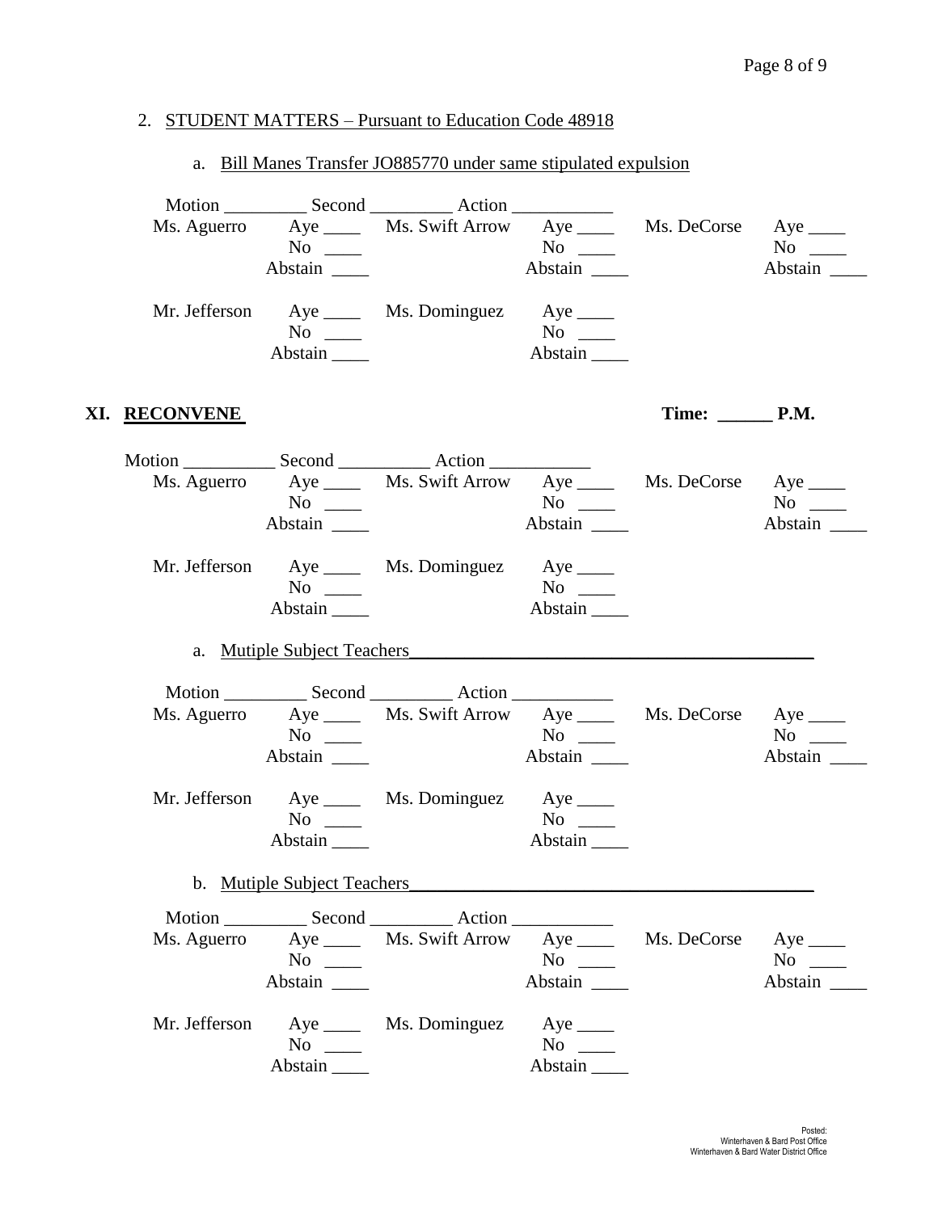2. STUDENT MATTERS – Pursuant to Education Code 48918

   a. Bill Manes Transfer JO885770 under same stipulated expulsion

Motion _________ Second _________ Action ___________

| | | | | | |
|---|---|---|---|---|---|
| Ms. Aguerro | Aye ____ | Ms. Swift Arrow | Aye ____ | Ms. DeCorse | Aye ____ |
| | No ____ | | No ____ | | No ____ |
| | Abstain ____ | | Abstain ____ | | Abstain ____ |
| Mr. Jefferson | Aye ____ | Ms. Dominguez | Aye ____ | | |
| | No ____ | | No ____ | | |
| | Abstain ____ | | Abstain ____ | | |

## XI. RECONVENE

**Time: ______ P.M.**

Motion __________ Second __________ Action ___________

| | | | | | |
|---|---|---|---|---|---|
| Ms. Aguerro | Aye ____ | Ms. Swift Arrow | Aye ____ | Ms. DeCorse | Aye ____ |
| | No ____ | | No ____ | | No ____ |
| | Abstain ____ | | Abstain ____ | | Abstain ____ |
| Mr. Jefferson | Aye ____ | Ms. Dominguez | Aye ____ | | |
| | No ____ | | No ____ | | |
| | Abstain ____ | | Abstain ____ | | |

a. Mutiple Subject Teachers______________________________________________

Motion _________ Second _________ Action ___________

| | | | | | |
|---|---|---|---|---|---|
| Ms. Aguerro | Aye ____ | Ms. Swift Arrow | Aye ____ | Ms. DeCorse | Aye ____ |
| | No ____ | | No ____ | | No ____ |
| | Abstain ____ | | Abstain ____ | | Abstain ____ |
| Mr. Jefferson | Aye ____ | Ms. Dominguez | Aye ____ | | |
| | No ____ | | No ____ | | |
| | Abstain ____ | | Abstain ____ | | |

b. Mutiple Subject Teachers______________________________________________

Motion _________ Second _________ Action ___________

| | | | | | |
|---|---|---|---|---|---|
| Ms. Aguerro | Aye ____ | Ms. Swift Arrow | Aye ____ | Ms. DeCorse | Aye ____ |
| | No ____ | | No ____ | | No ____ |
| | Abstain ____ | | Abstain ____ | | Abstain ____ |
| Mr. Jefferson | Aye ____ | Ms. Dominguez | Aye ____ | | |
| | No ____ | | No ____ | | |
| | Abstain ____ | | Abstain ____ | | |

Posted:
Winterhaven & Bard Post Office
Winterhaven & Bard Water District Office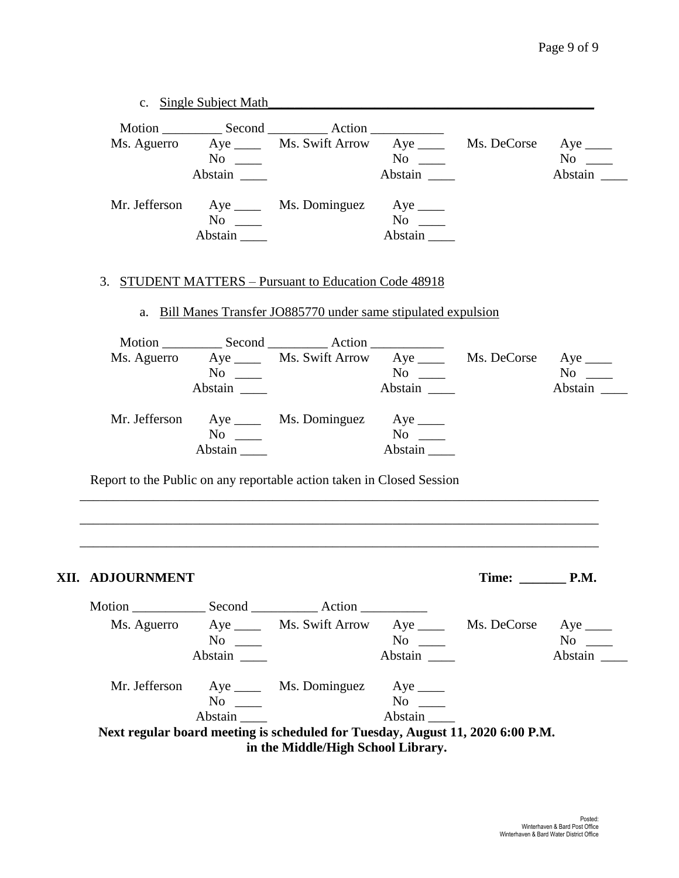c. Single Subject Math\_\_\_\_\_\_\_\_\_\_\_\_\_\_\_\_\_\_\_\_\_\_\_\_\_\_\_\_\_\_\_\_\_\_\_\_\_\_\_\_\_\_\_\_\_\_\_\_\_\_\_

Motion \_\_\_\_\_\_\_\_\_ Second \_\_\_\_\_\_\_\_\_ Action \_\_\_\_\_\_\_\_\_\_\_

| | | | | | |
|---|---|---|---|---|---|
| Ms. Aguerro | Aye \_\_\_\_ No \_\_\_\_ Abstain \_\_\_\_ | Ms. Swift Arrow | Aye \_\_\_\_ No \_\_\_\_ Abstain \_\_\_\_ | Ms. DeCorse | Aye \_\_\_\_ No \_\_\_\_ Abstain \_\_\_\_ |
| Mr. Jefferson | Aye \_\_\_\_ No \_\_\_\_ Abstain \_\_\_\_ | Ms. Dominguez | Aye \_\_\_\_ No \_\_\_\_ Abstain \_\_\_\_ | | |

3. STUDENT MATTERS – Pursuant to Education Code 48918

   a. Bill Manes Transfer JO885770 under same stipulated expulsion

Motion \_\_\_\_\_\_\_\_\_ Second \_\_\_\_\_\_\_\_\_ Action \_\_\_\_\_\_\_\_\_\_\_

| | | | | | |
|---|---|---|---|---|---|
| Ms. Aguerro | Aye \_\_\_\_ No \_\_\_\_ Abstain \_\_\_\_ | Ms. Swift Arrow | Aye \_\_\_\_ No \_\_\_\_ Abstain \_\_\_\_ | Ms. DeCorse | Aye \_\_\_\_ No \_\_\_\_ Abstain \_\_\_\_ |
| Mr. Jefferson | Aye \_\_\_\_ No \_\_\_\_ Abstain \_\_\_\_ | Ms. Dominguez | Aye \_\_\_\_ No \_\_\_\_ Abstain \_\_\_\_ | | |

Report to the Public on any reportable action taken in Closed Session

\_\_\_\_\_\_\_\_\_\_\_\_\_\_\_\_\_\_\_\_\_\_\_\_\_\_\_\_\_\_\_\_\_\_\_\_\_\_\_\_\_\_\_\_\_\_\_\_\_\_\_\_\_\_\_\_\_\_\_\_\_\_\_\_\_\_\_\_\_\_\_\_\_\_\_\_\_\_

\_\_\_\_\_\_\_\_\_\_\_\_\_\_\_\_\_\_\_\_\_\_\_\_\_\_\_\_\_\_\_\_\_\_\_\_\_\_\_\_\_\_\_\_\_\_\_\_\_\_\_\_\_\_\_\_\_\_\_\_\_\_\_\_\_\_\_\_\_\_\_\_\_\_\_\_\_\_

\_\_\_\_\_\_\_\_\_\_\_\_\_\_\_\_\_\_\_\_\_\_\_\_\_\_\_\_\_\_\_\_\_\_\_\_\_\_\_\_\_\_\_\_\_\_\_\_\_\_\_\_\_\_\_\_\_\_\_\_\_\_\_\_\_\_\_\_\_\_\_\_\_\_\_\_\_\_

## XII. ADJOURNMENT

**Time: \_\_\_\_\_\_\_ P.M.**

Motion \_\_\_\_\_\_\_\_\_\_\_ Second \_\_\_\_\_\_\_\_\_\_ Action \_\_\_\_\_\_\_\_\_\_

| | | | | | |
|---|---|---|---|---|---|
| Ms. Aguerro | Aye \_\_\_\_ No \_\_\_\_ Abstain \_\_\_\_ | Ms. Swift Arrow | Aye \_\_\_\_ No \_\_\_\_ Abstain \_\_\_\_ | Ms. DeCorse | Aye \_\_\_\_ No \_\_\_\_ Abstain \_\_\_\_ |
| Mr. Jefferson | Aye \_\_\_\_ No \_\_\_\_ Abstain \_\_\_\_ | Ms. Dominguez | Aye \_\_\_\_ No \_\_\_\_ Abstain \_\_\_\_ | | |

**Next regular board meeting is scheduled for Tuesday, August 11, 2020 6:00 P.M. in the Middle/High School Library.**

Posted:
Winterhaven & Bard Post Office
Winterhaven & Bard Water District Office